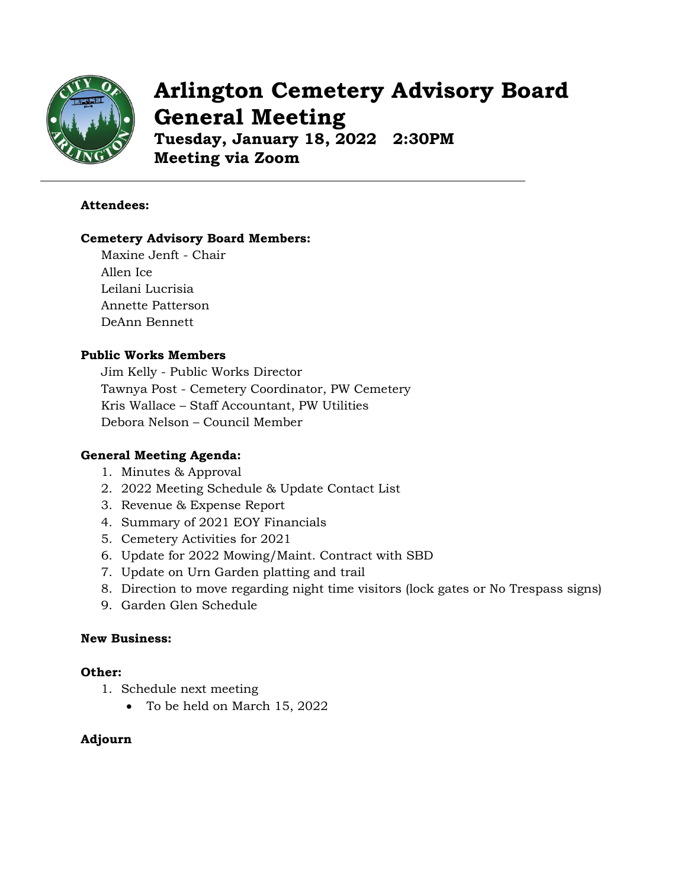# Arlington Cemetery Advisory Board General Meeting

**Tuesday, January 18, 2022 2:30PM**
**Meeting via Zoom**

---

**Attendees:**

**Cemetery Advisory Board Members:**

Maxine Jenft - Chair
Allen Ice
Leilani Lucrisia
Annette Patterson
DeAnn Bennett

**Public Works Members**

Jim Kelly - Public Works Director
Tawnya Post - Cemetery Coordinator, PW Cemetery
Kris Wallace – Staff Accountant, PW Utilities
Debora Nelson – Council Member

**General Meeting Agenda:**

1. Minutes & Approval
2. 2022 Meeting Schedule & Update Contact List
3. Revenue & Expense Report
4. Summary of 2021 EOY Financials
5. Cemetery Activities for 2021
6. Update for 2022 Mowing/Maint. Contract with SBD
7. Update on Urn Garden platting and trail
8. Direction to move regarding night time visitors (lock gates or No Trespass signs)
9. Garden Glen Schedule

**New Business:**

**Other:**

1. Schedule next meeting
   - To be held on March 15, 2022

**Adjourn**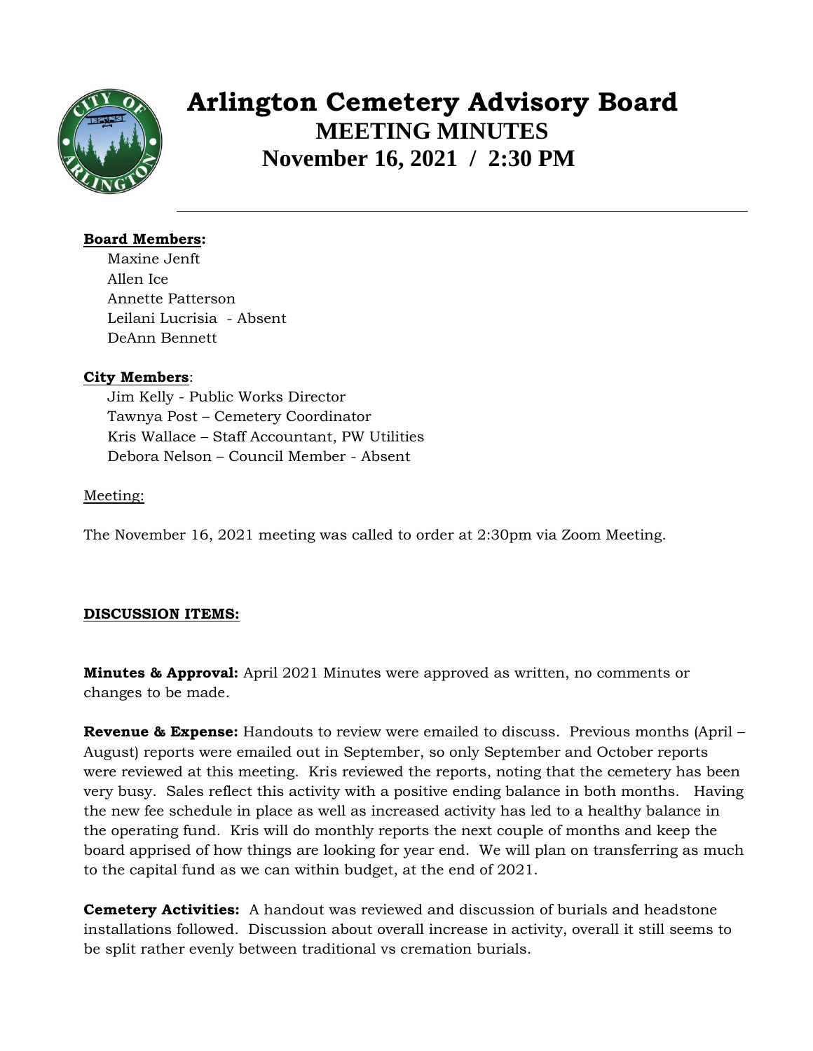# Arlington Cemetery Advisory Board

## MEETING MINUTES

## November 16, 2021 / 2:30 PM

**Board Members:**

Maxine Jenft
Allen Ice
Annette Patterson
Leilani Lucrisia - Absent
DeAnn Bennett

**City Members**:

Jim Kelly - Public Works Director
Tawnya Post – Cemetery Coordinator
Kris Wallace – Staff Accountant, PW Utilities
Debora Nelson – Council Member - Absent

Meeting:

The November 16, 2021 meeting was called to order at 2:30pm via Zoom Meeting.

**DISCUSSION ITEMS:**

**Minutes & Approval:** April 2021 Minutes were approved as written, no comments or changes to be made.

**Revenue & Expense:** Handouts to review were emailed to discuss. Previous months (April – August) reports were emailed out in September, so only September and October reports were reviewed at this meeting. Kris reviewed the reports, noting that the cemetery has been very busy. Sales reflect this activity with a positive ending balance in both months. Having the new fee schedule in place as well as increased activity has led to a healthy balance in the operating fund. Kris will do monthly reports the next couple of months and keep the board apprised of how things are looking for year end. We will plan on transferring as much to the capital fund as we can within budget, at the end of 2021.

**Cemetery Activities:** A handout was reviewed and discussion of burials and headstone installations followed. Discussion about overall increase in activity, overall it still seems to be split rather evenly between traditional vs cremation burials.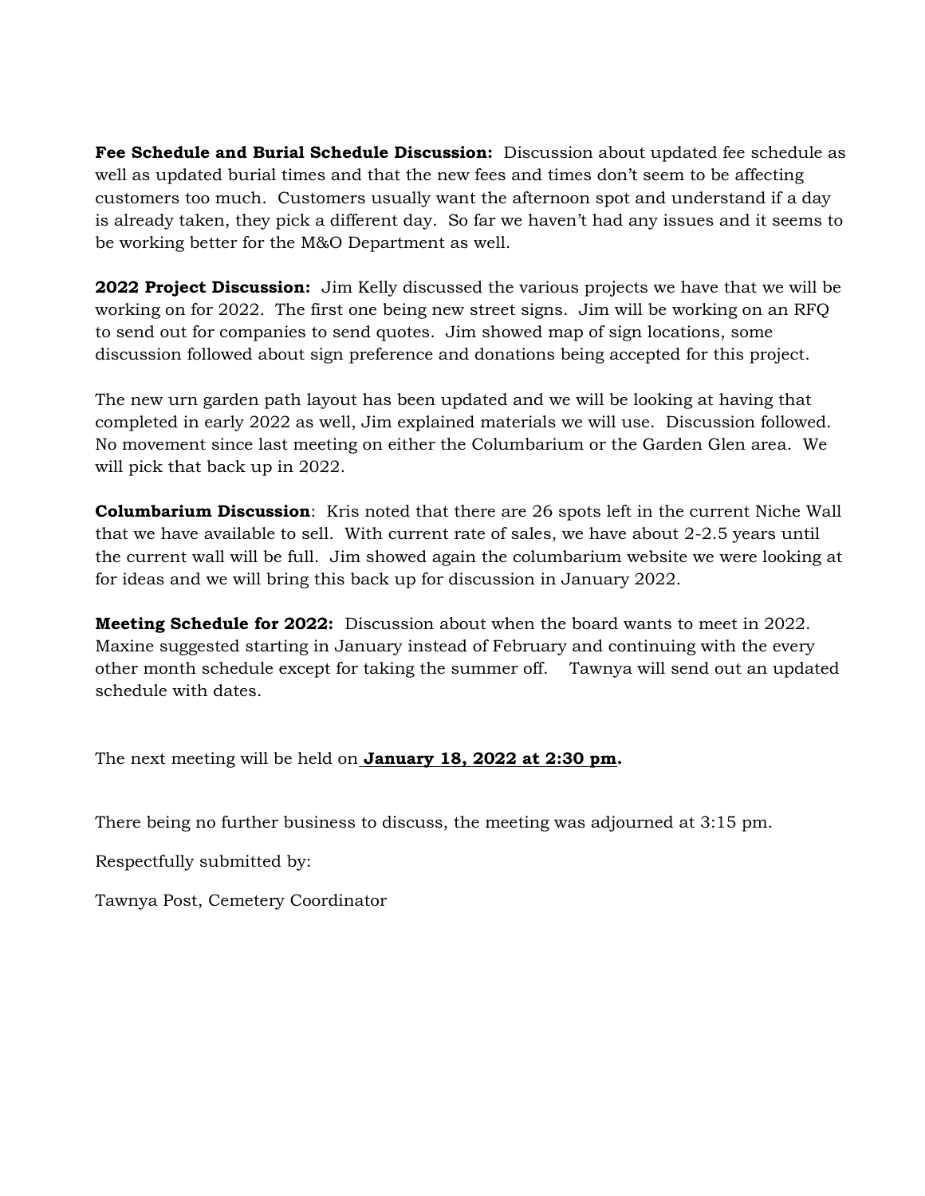**Fee Schedule and Burial Schedule Discussion:** Discussion about updated fee schedule as well as updated burial times and that the new fees and times don't seem to be affecting customers too much. Customers usually want the afternoon spot and understand if a day is already taken, they pick a different day. So far we haven't had any issues and it seems to be working better for the M&O Department as well.

**2022 Project Discussion:** Jim Kelly discussed the various projects we have that we will be working on for 2022. The first one being new street signs. Jim will be working on an RFQ to send out for companies to send quotes. Jim showed map of sign locations, some discussion followed about sign preference and donations being accepted for this project.

The new urn garden path layout has been updated and we will be looking at having that completed in early 2022 as well, Jim explained materials we will use. Discussion followed. No movement since last meeting on either the Columbarium or the Garden Glen area. We will pick that back up in 2022.

**Columbarium Discussion**: Kris noted that there are 26 spots left in the current Niche Wall that we have available to sell. With current rate of sales, we have about 2-2.5 years until the current wall will be full. Jim showed again the columbarium website we were looking at for ideas and we will bring this back up for discussion in January 2022.

**Meeting Schedule for 2022:** Discussion about when the board wants to meet in 2022. Maxine suggested starting in January instead of February and continuing with the every other month schedule except for taking the summer off. Tawnya will send out an updated schedule with dates.

The next meeting will be held on **<u>January 18, 2022 at 2:30 pm</u>.**

There being no further business to discuss, the meeting was adjourned at 3:15 pm.

Respectfully submitted by:

Tawnya Post, Cemetery Coordinator